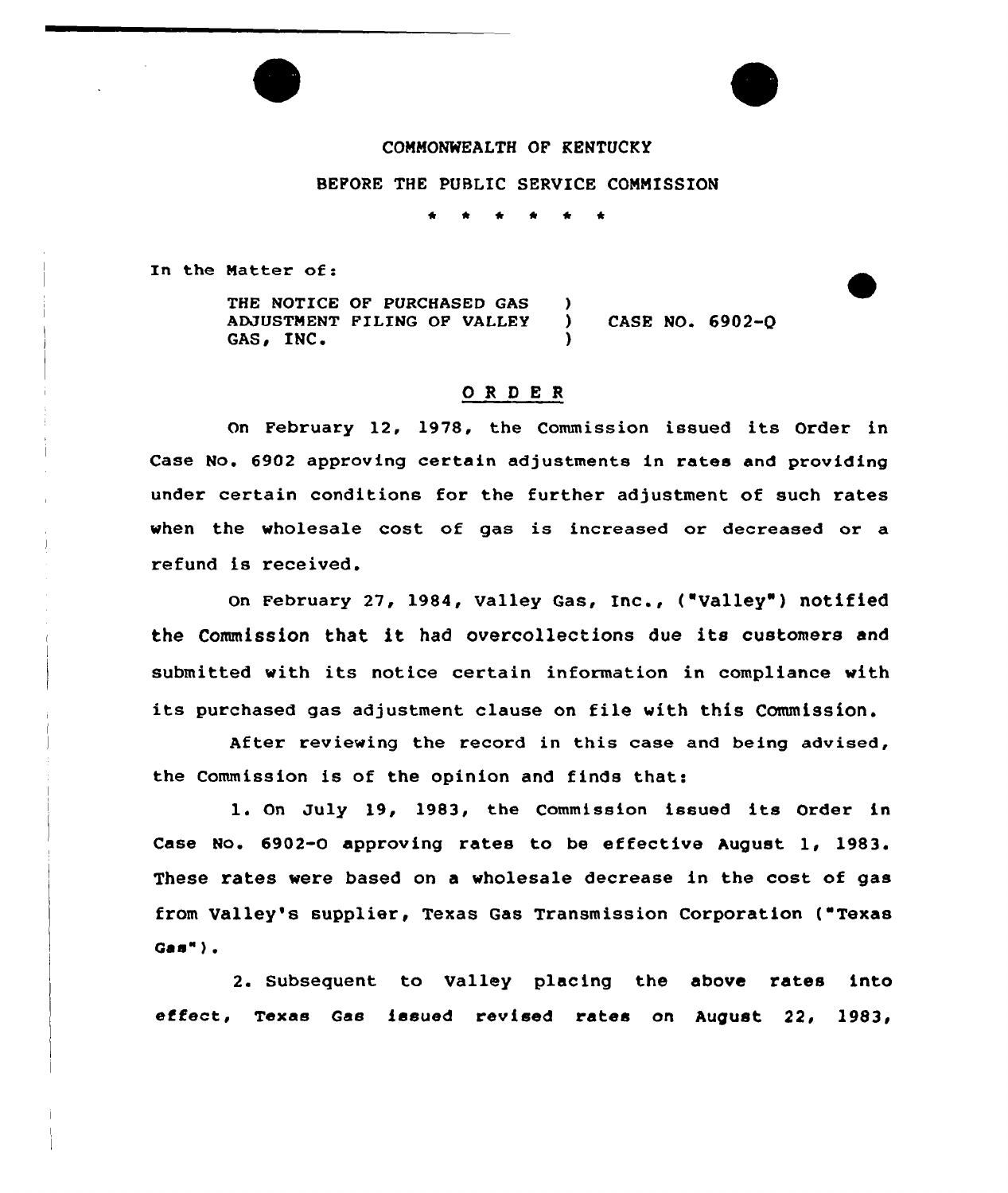COMMONWEALTH OF KENTUCKY

BEFORE THE PUBLIC SERVICE COMMISSION

\* \* \* \* \* \*

In the Matter of:

THE NOTICE OF PURCHASED GAS ADJUSTMENT FILING OF VALLEY GAS, INC. ) CASE NO. 6902-O

## O R D E R

On February 12, 1978, the Commission issued its Order in Case No. 6902 approving certain adjustments in rates and providing under certain conditions for the further adjustment of such rates when the wholesale cost of gas is increased or decreased or a refund is received.

On February 27, 1984, Valley Gas, Inc., ("Valley") notified the Commission that it had overcollections due its customers and submitted with its notice certain information in compliance with its purchased gas adjustment clause on file with this Commission.

After reviewing the record in this case and being advised, the Commission is of the opinion and finds that:

1. On July 19, 1983, the Commission issued its Order in Case No. 6902-O approving rates to be effective August 1, 1983. These rates were based on a wholesale decrease in the cost of gas from Valley's supplier, Texas Gas Transmission Corporation ("Texas Gas").

2. Subsequent to Valley placing the above rates into effect, Texas Gas issued revised rates on August 22, 1983,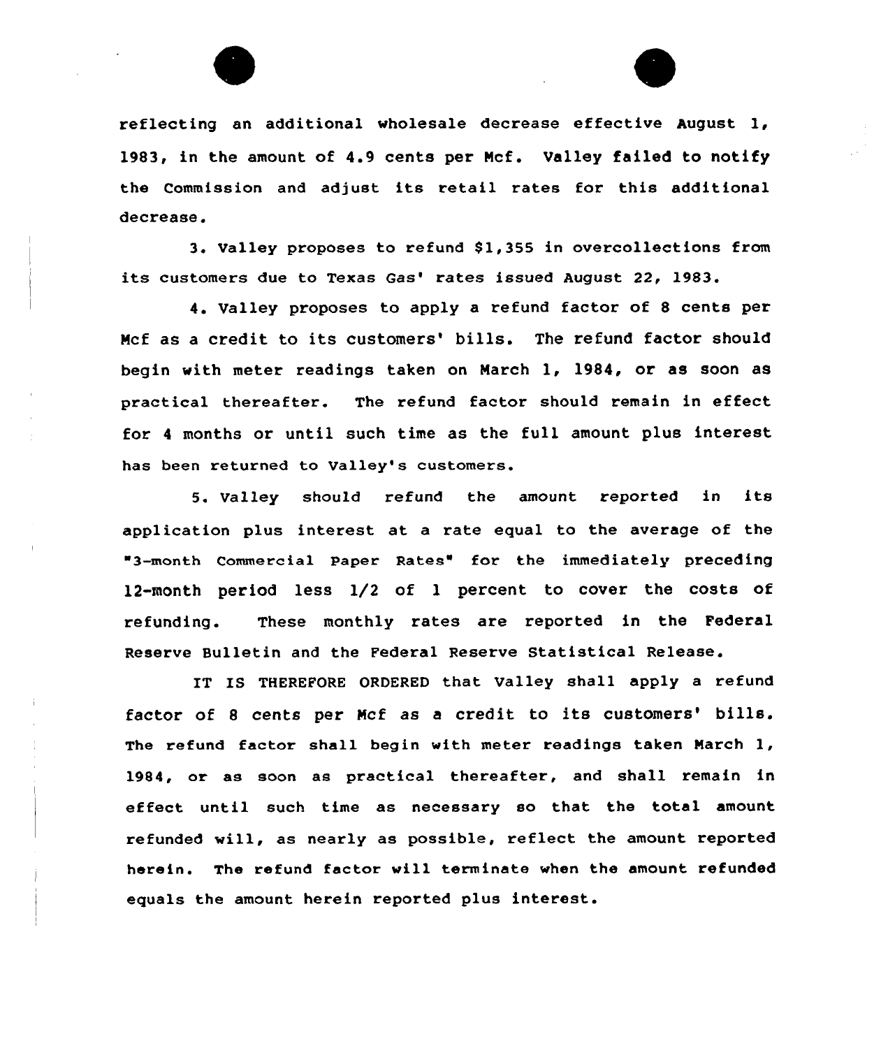reflecting an additional wholesale decrease effective August 1, 1983, in the amount of 4.9 cents per Mcf. Valley failed to notify the Commission and adjust its retail rates for this additional decrease.

3. Valley proposes to refund $1,355 in overcollections from its customers due to Texas Gas' rates issued August 22, 1983.

4. Valley proposes to apply a refund factor of 8 cents per Mcf as a credit to its customers' bills. The refund factor should begin with meter readings taken on March 1, 1984, or as soon as practical thereafter. The refund factor should remain in effect for 4 months or until such time as the full amount plus interest has been returned to Valley's customers.

5. Valley should refund the amount reported in its application plus interest at a rate equal to the average of the "3-month Commercial Paper Rates" for the immediately preceding 12-month period less 1/2 of 1 percent to cover the costs of refunding. These monthly rates are reported in the Federal Reserve Bulletin and the Federal Reserve Statistical Release.

IT IS THEREFORE ORDERED that Valley shall apply a refund factor of 8 cents per Mcf as a credit to its customers' bills. The refund factor shall begin with meter readings taken March 1, 1984, or as soon as practical thereafter, and shall remain in effect until such time as necessary so that the total amount refunded will, as nearly as possible, reflect the amount reported herein. The refund factor will terminate when the amount refunded equals the amount herein reported plus interest.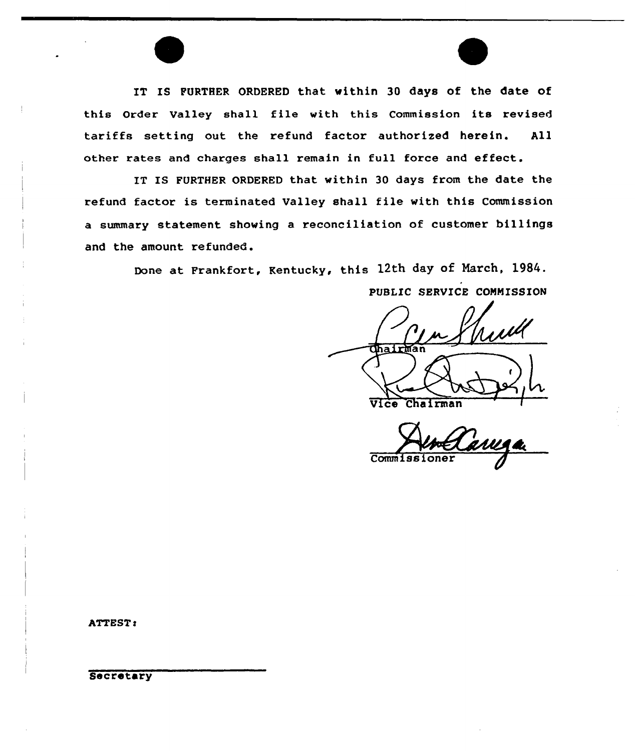IT IS FURTHER ORDERED that within 30 days of the date of this Order Valley shall file with this Commission its revised tariffs setting out the refund factor authorized herein. All other rates and charges shall remain in full force and effect.

IT IS FURTHER ORDERED that within 30 days from the date the refund factor is terminated Valley shall file with this Commission a summary statement showing a reconciliation of customer billings and the amount refunded.

Done at Frankfort, Kentucky, this 12th day of March, 1984.

PUBLIC SERVICE COMMISSION

Chairman

Vice Chairman

Commissioner

ATTEST:

Secretary